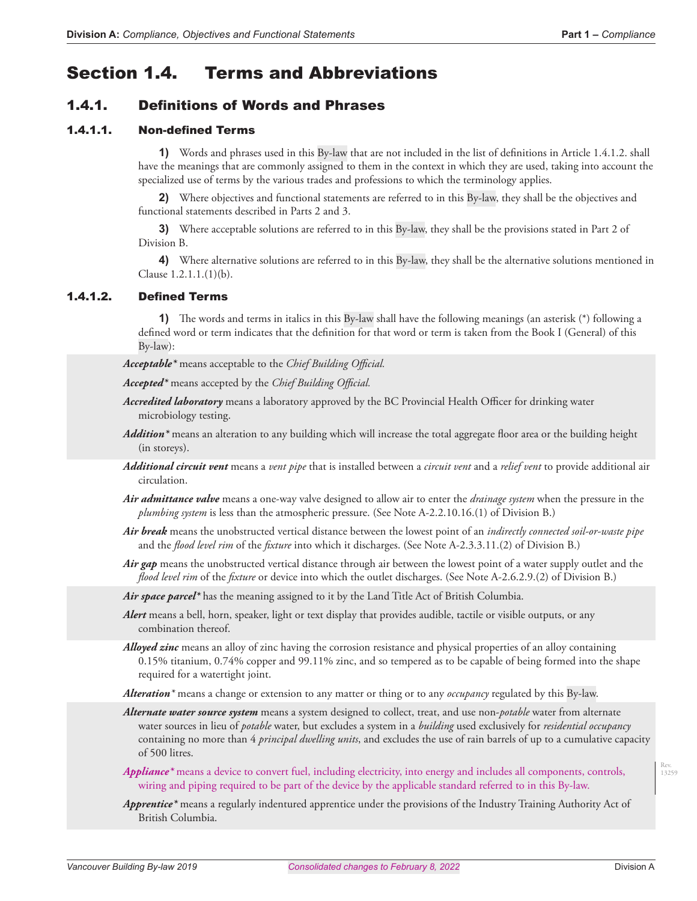# Section 1.4. Terms and Abbreviations

## 1.4.1. Definitions of Words and Phrases

### 1.4.1.1. Non-defined Terms

**1)** Words and phrases used in this By-law that are not included in the list of definitions in Article 1.4.1.2. shall have the meanings that are commonly assigned to them in the context in which they are used, taking into account the specialized use of terms by the various trades and professions to which the terminology applies.

**2)** Where objectives and functional statements are referred to in this By-law, they shall be the objectives and functional statements described in Parts 2 and 3.

**3)** Where acceptable solutions are referred to in this By-law, they shall be the provisions stated in Part 2 of Division B.

**4)** Where alternative solutions are referred to in this By-law, they shall be the alternative solutions mentioned in Clause 1.2.1.1.(1)(b).

### 1.4.1.2. Defined Terms

**1)** The words and terms in italics in this By-law shall have the following meanings (an asterisk (*) following a defined word or term indicates that the definition for that word or term is taken from the Book I (General) of this By-law):

***Acceptable**** means acceptable to the *Chief Building Official.*

***Accepted**** means accepted by the *Chief Building Official.*

***Accredited laboratory*** means a laboratory approved by the BC Provincial Health Officer for drinking water microbiology testing.

***Addition**** means an alteration to any building which will increase the total aggregate floor area or the building height (in storeys).

***Additional circuit vent*** means a *vent pipe* that is installed between a *circuit vent* and a *relief vent* to provide additional air circulation.

***Air admittance valve*** means a one-way valve designed to allow air to enter the *drainage system* when the pressure in the *plumbing system* is less than the atmospheric pressure. (See Note A-2.2.10.16.(1) of Division B.)

***Air break*** means the unobstructed vertical distance between the lowest point of an *indirectly connected soil-or-waste pipe* and the *flood level rim* of the *fixture* into which it discharges. (See Note A-2.3.3.11.(2) of Division B.)

***Air gap*** means the unobstructed vertical distance through air between the lowest point of a water supply outlet and the *flood level rim* of the *fixture* or device into which the outlet discharges. (See Note A-2.6.2.9.(2) of Division B.)

***Air space parcel**** has the meaning assigned to it by the Land Title Act of British Columbia.

***Alert*** means a bell, horn, speaker, light or text display that provides audible, tactile or visible outputs, or any combination thereof.

***Alloyed zinc*** means an alloy of zinc having the corrosion resistance and physical properties of an alloy containing 0.15% titanium, 0.74% copper and 99.11% zinc, and so tempered as to be capable of being formed into the shape required for a watertight joint.

***Alteration**** means a change or extension to any matter or thing or to any *occupancy* regulated by this By-law.

***Alternate water source system*** means a system designed to collect, treat, and use non-*potable* water from alternate water sources in lieu of *potable* water, but excludes a system in a *building* used exclusively for *residential occupancy* containing no more than 4 *principal dwelling units*, and excludes the use of rain barrels of up to a cumulative capacity of 500 litres.

***Appliance**** means a device to convert fuel, including electricity, into energy and includes all components, controls, wiring and piping required to be part of the device by the applicable standard referred to in this By-law.

***Apprentice**** means a regularly indentured apprentice under the provisions of the Industry Training Authority Act of British Columbia.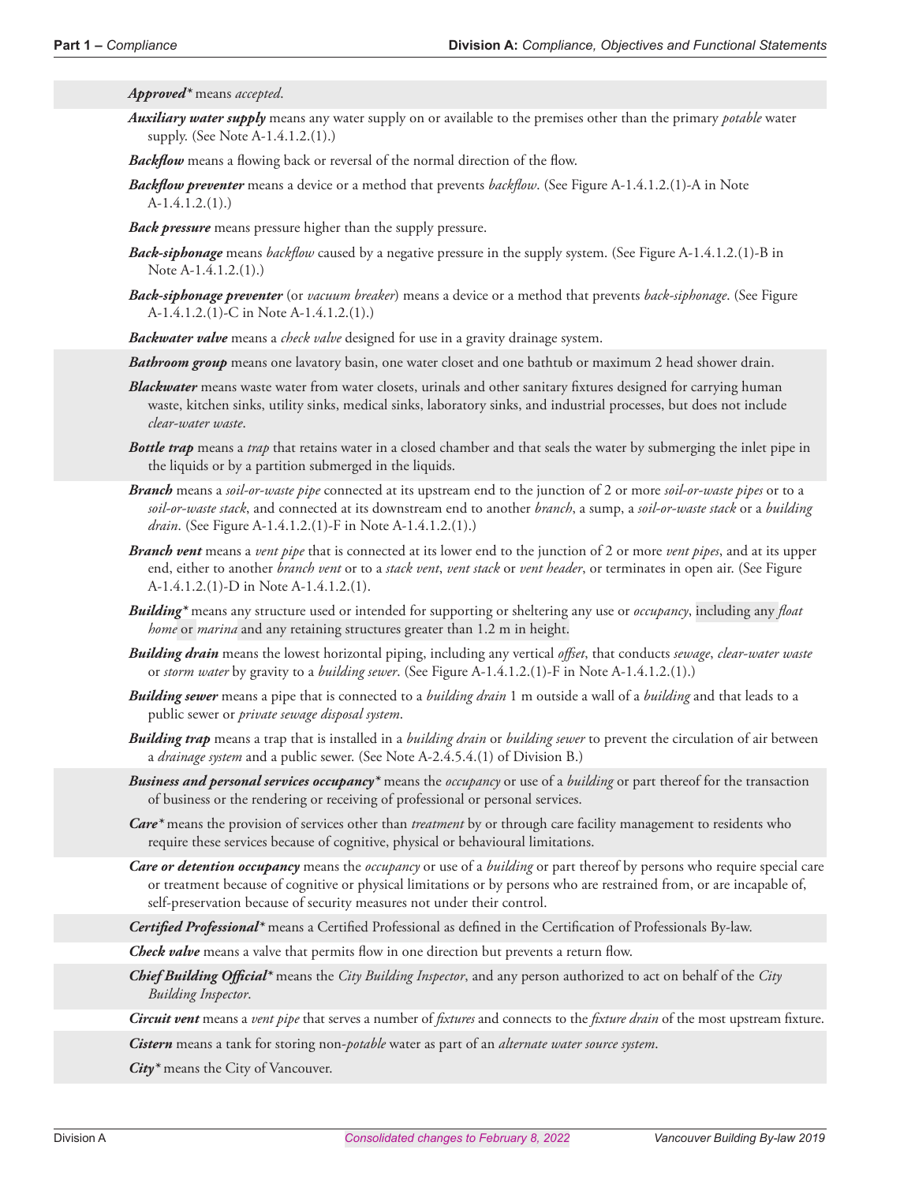***Approved**** means *accepted*.

***Auxiliary water supply*** means any water supply on or available to the premises other than the primary *potable* water supply. (See Note A-1.4.1.2.(1).)

***Backflow*** means a flowing back or reversal of the normal direction of the flow.

***Backflow preventer*** means a device or a method that prevents *backflow*. (See Figure A-1.4.1.2.(1)-A in Note A-1.4.1.2.(1).)

***Back pressure*** means pressure higher than the supply pressure.

***Back-siphonage*** means *backflow* caused by a negative pressure in the supply system. (See Figure A-1.4.1.2.(1)-B in Note A-1.4.1.2.(1).)

***Back-siphonage preventer*** (or *vacuum breaker*) means a device or a method that prevents *back-siphonage*. (See Figure A-1.4.1.2.(1)-C in Note A-1.4.1.2.(1).)

***Backwater valve*** means a *check valve* designed for use in a gravity drainage system.

***Bathroom group*** means one lavatory basin, one water closet and one bathtub or maximum 2 head shower drain.

***Blackwater*** means waste water from water closets, urinals and other sanitary fixtures designed for carrying human waste, kitchen sinks, utility sinks, medical sinks, laboratory sinks, and industrial processes, but does not include *clear-water waste*.

***Bottle trap*** means a *trap* that retains water in a closed chamber and that seals the water by submerging the inlet pipe in the liquids or by a partition submerged in the liquids.

***Branch*** means a *soil-or-waste pipe* connected at its upstream end to the junction of 2 or more *soil-or-waste pipes* or to a *soil-or-waste stack*, and connected at its downstream end to another *branch*, a sump, a *soil-or-waste stack* or a *building drain*. (See Figure A-1.4.1.2.(1)-F in Note A-1.4.1.2.(1).)

***Branch vent*** means a *vent pipe* that is connected at its lower end to the junction of 2 or more *vent pipes*, and at its upper end, either to another *branch vent* or to a *stack vent*, *vent stack* or *vent header*, or terminates in open air. (See Figure A-1.4.1.2.(1)-D in Note A-1.4.1.2.(1).

***Building**** means any structure used or intended for supporting or sheltering any use or *occupancy*, including any *float home* or *marina* and any retaining structures greater than 1.2 m in height.

***Building drain*** means the lowest horizontal piping, including any vertical *offset*, that conducts *sewage*, *clear-water waste* or *storm water* by gravity to a *building sewer*. (See Figure A-1.4.1.2.(1)-F in Note A-1.4.1.2.(1).)

***Building sewer*** means a pipe that is connected to a *building drain* 1 m outside a wall of a *building* and that leads to a public sewer or *private sewage disposal system*.

***Building trap*** means a trap that is installed in a *building drain* or *building sewer* to prevent the circulation of air between a *drainage system* and a public sewer. (See Note A-2.4.5.4.(1) of Division B.)

***Business and personal services occupancy**** means the *occupancy* or use of a *building* or part thereof for the transaction of business or the rendering or receiving of professional or personal services.

***Care**** means the provision of services other than *treatment* by or through care facility management to residents who require these services because of cognitive, physical or behavioural limitations.

***Care or detention occupancy*** means the *occupancy* or use of a *building* or part thereof by persons who require special care or treatment because of cognitive or physical limitations or by persons who are restrained from, or are incapable of, self-preservation because of security measures not under their control.

***Certified Professional**** means a Certified Professional as defined in the Certification of Professionals By-law.

***Check valve*** means a valve that permits flow in one direction but prevents a return flow.

***Chief Building Official**** means the *City Building Inspector*, and any person authorized to act on behalf of the *City Building Inspector*.

***Circuit vent*** means a *vent pipe* that serves a number of *fixtures* and connects to the *fixture drain* of the most upstream fixture.

***Cistern*** means a tank for storing non-*potable* water as part of an *alternate water source system*.

***City**** means the City of Vancouver.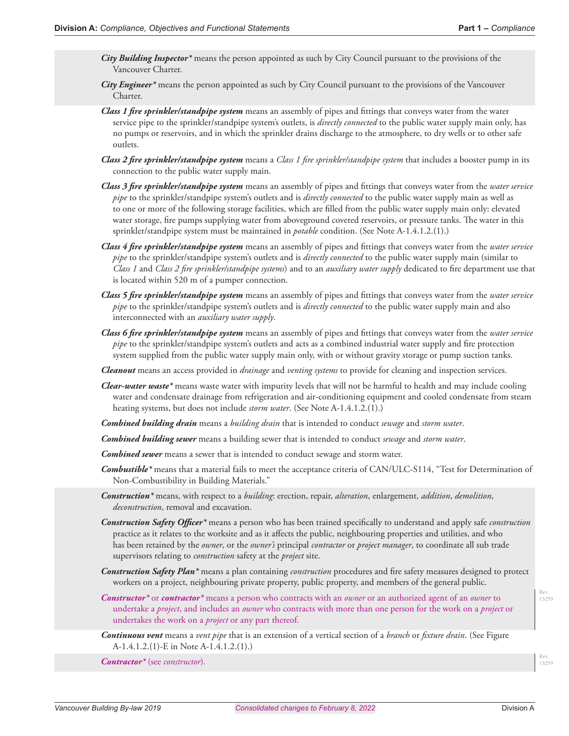***City Building Inspector**** means the person appointed as such by City Council pursuant to the provisions of the Vancouver Charter.

***City Engineer**** means the person appointed as such by City Council pursuant to the provisions of the Vancouver Charter.

***Class 1 fire sprinkler/standpipe system*** means an assembly of pipes and fittings that conveys water from the water service pipe to the sprinkler/standpipe system's outlets, is *directly connected* to the public water supply main only, has no pumps or reservoirs, and in which the sprinkler drains discharge to the atmosphere, to dry wells or to other safe outlets.

***Class 2 fire sprinkler/standpipe system*** means a *Class 1 fire sprinkler/standpipe system* that includes a booster pump in its connection to the public water supply main.

***Class 3 fire sprinkler/standpipe system*** means an assembly of pipes and fittings that conveys water from the *water service pipe* to the sprinkler/standpipe system's outlets and is *directly connected* to the public water supply main as well as to one or more of the following storage facilities, which are filled from the public water supply main only: elevated water storage, fire pumps supplying water from aboveground covered reservoirs, or pressure tanks. The water in this sprinkler/standpipe system must be maintained in *potable* condition. (See Note A-1.4.1.2.(1).)

***Class 4 fire sprinkler/standpipe system*** means an assembly of pipes and fittings that conveys water from the *water service pipe* to the sprinkler/standpipe system's outlets and is *directly connected* to the public water supply main (similar to *Class 1* and *Class 2 fire sprinkler/standpipe systems*) and to an *auxiliary water supply* dedicated to fire department use that is located within 520 m of a pumper connection.

***Class 5 fire sprinkler/standpipe system*** means an assembly of pipes and fittings that conveys water from the *water service pipe* to the sprinkler/standpipe system's outlets and is *directly connected* to the public water supply main and also interconnected with an *auxiliary water supply*.

***Class 6 fire sprinkler/standpipe system*** means an assembly of pipes and fittings that conveys water from the *water service pipe* to the sprinkler/standpipe system's outlets and acts as a combined industrial water supply and fire protection system supplied from the public water supply main only, with or without gravity storage or pump suction tanks.

***Cleanout*** means an access provided in *drainage* and *venting systems* to provide for cleaning and inspection services.

***Clear-water waste**** means waste water with impurity levels that will not be harmful to health and may include cooling water and condensate drainage from refrigeration and air-conditioning equipment and cooled condensate from steam heating systems, but does not include *storm water*. (See Note A-1.4.1.2.(1).)

***Combined building drain*** means a *building drain* that is intended to conduct *sewage* and *storm water*.

***Combined building sewer*** means a building sewer that is intended to conduct *sewage* and *storm water*.

***Combined sewer*** means a sewer that is intended to conduct sewage and storm water.

***Combustible**** means that a material fails to meet the acceptance criteria of CAN/ULC-S114, "Test for Determination of Non-Combustibility in Building Materials."

***Construction**** means, with respect to a *building*: erection, repair, *alteration*, enlargement, *addition*, *demolition*, *deconstruction*, removal and excavation.

***Construction Safety Officer**** means a person who has been trained specifically to understand and apply safe *construction* practice as it relates to the worksite and as it affects the public, neighbouring properties and utilities, and who has been retained by the *owner*, or the *owner's* principal *contractor* or *project manager*, to coordinate all sub trade supervisors relating to *construction* safety at the *project* site.

***Construction Safety Plan**** means a plan containing *construction* procedures and fire safety measures designed to protect workers on a project, neighbouring private property, public property, and members of the general public.

***Constructor**** or ***contractor**** means a person who contracts with an *owner* or an authorized agent of an *owner* to undertake a *project*, and includes an *owner* who contracts with more than one person for the work on a *project* or undertakes the work on a *project* or any part thereof.

***Continuous vent*** means a *vent pipe* that is an extension of a vertical section of a *branch* or *fixture drain*. (See Figure A-1.4.1.2.(1)-E in Note A-1.4.1.2.(1).)

***Contractor**** (see *constructor*).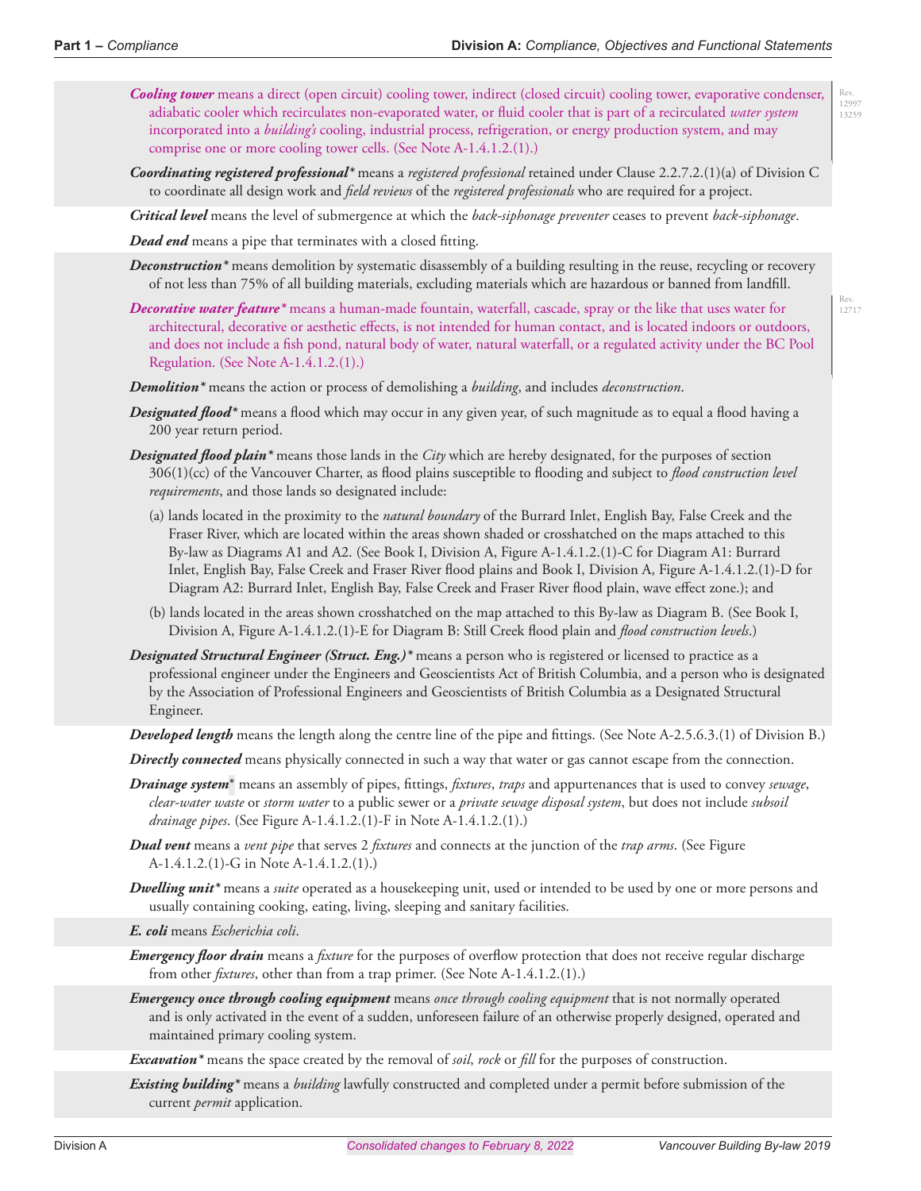***Cooling tower*** means a direct (open circuit) cooling tower, indirect (closed circuit) cooling tower, evaporative condenser, adiabatic cooler which recirculates non-evaporated water, or fluid cooler that is part of a recirculated *water system* incorporated into a *building's* cooling, industrial process, refrigeration, or energy production system, and may comprise one or more cooling tower cells. (See Note A-1.4.1.2.(1).)

***Coordinating registered professional**** means a *registered professional* retained under Clause 2.2.7.2.(1)(a) of Division C to coordinate all design work and *field reviews* of the *registered professionals* who are required for a project.

***Critical level*** means the level of submergence at which the *back-siphonage preventer* ceases to prevent *back-siphonage*.

***Dead end*** means a pipe that terminates with a closed fitting.

***Deconstruction**** means demolition by systematic disassembly of a building resulting in the reuse, recycling or recovery of not less than 75% of all building materials, excluding materials which are hazardous or banned from landfill.

***Decorative water feature**** means a human-made fountain, waterfall, cascade, spray or the like that uses water for architectural, decorative or aesthetic effects, is not intended for human contact, and is located indoors or outdoors, and does not include a fish pond, natural body of water, natural waterfall, or a regulated activity under the BC Pool Regulation. (See Note A-1.4.1.2.(1).)

***Demolition**** means the action or process of demolishing a *building*, and includes *deconstruction*.

***Designated flood**** means a flood which may occur in any given year, of such magnitude as to equal a flood having a 200 year return period.

***Designated flood plain**** means those lands in the *City* which are hereby designated, for the purposes of section 306(1)(cc) of the Vancouver Charter, as flood plains susceptible to flooding and subject to *flood construction level requirements*, and those lands so designated include:

(a) lands located in the proximity to the *natural boundary* of the Burrard Inlet, English Bay, False Creek and the Fraser River, which are located within the areas shown shaded or crosshatched on the maps attached to this By-law as Diagrams A1 and A2. (See Book I, Division A, Figure A-1.4.1.2.(1)-C for Diagram A1: Burrard Inlet, English Bay, False Creek and Fraser River flood plains and Book I, Division A, Figure A-1.4.1.2.(1)-D for Diagram A2: Burrard Inlet, English Bay, False Creek and Fraser River flood plain, wave effect zone.); and

(b) lands located in the areas shown crosshatched on the map attached to this By-law as Diagram B. (See Book I, Division A, Figure A-1.4.1.2.(1)-E for Diagram B: Still Creek flood plain and *flood construction levels*.)

***Designated Structural Engineer (Struct. Eng.)**** means a person who is registered or licensed to practice as a professional engineer under the Engineers and Geoscientists Act of British Columbia, and a person who is designated by the Association of Professional Engineers and Geoscientists of British Columbia as a Designated Structural Engineer.

***Developed length*** means the length along the centre line of the pipe and fittings. (See Note A-2.5.6.3.(1) of Division B.)

***Directly connected*** means physically connected in such a way that water or gas cannot escape from the connection.

***Drainage system**** means an assembly of pipes, fittings, *fixtures*, *traps* and appurtenances that is used to convey *sewage*, *clear-water waste* or *storm water* to a public sewer or a *private sewage disposal system*, but does not include *subsoil drainage pipes*. (See Figure A-1.4.1.2.(1)-F in Note A-1.4.1.2.(1).)

***Dual vent*** means a *vent pipe* that serves 2 *fixtures* and connects at the junction of the *trap arms*. (See Figure A-1.4.1.2.(1)-G in Note A-1.4.1.2.(1).)

***Dwelling unit**** means a *suite* operated as a housekeeping unit, used or intended to be used by one or more persons and usually containing cooking, eating, living, sleeping and sanitary facilities.

***E. coli*** means *Escherichia coli*.

***Emergency floor drain*** means a *fixture* for the purposes of overflow protection that does not receive regular discharge from other *fixtures*, other than from a trap primer. (See Note A-1.4.1.2.(1).)

***Emergency once through cooling equipment*** means *once through cooling equipment* that is not normally operated and is only activated in the event of a sudden, unforeseen failure of an otherwise properly designed, operated and maintained primary cooling system.

***Excavation**** means the space created by the removal of *soil*, *rock* or *fill* for the purposes of construction.

***Existing building**** means a *building* lawfully constructed and completed under a permit before submission of the current *permit* application.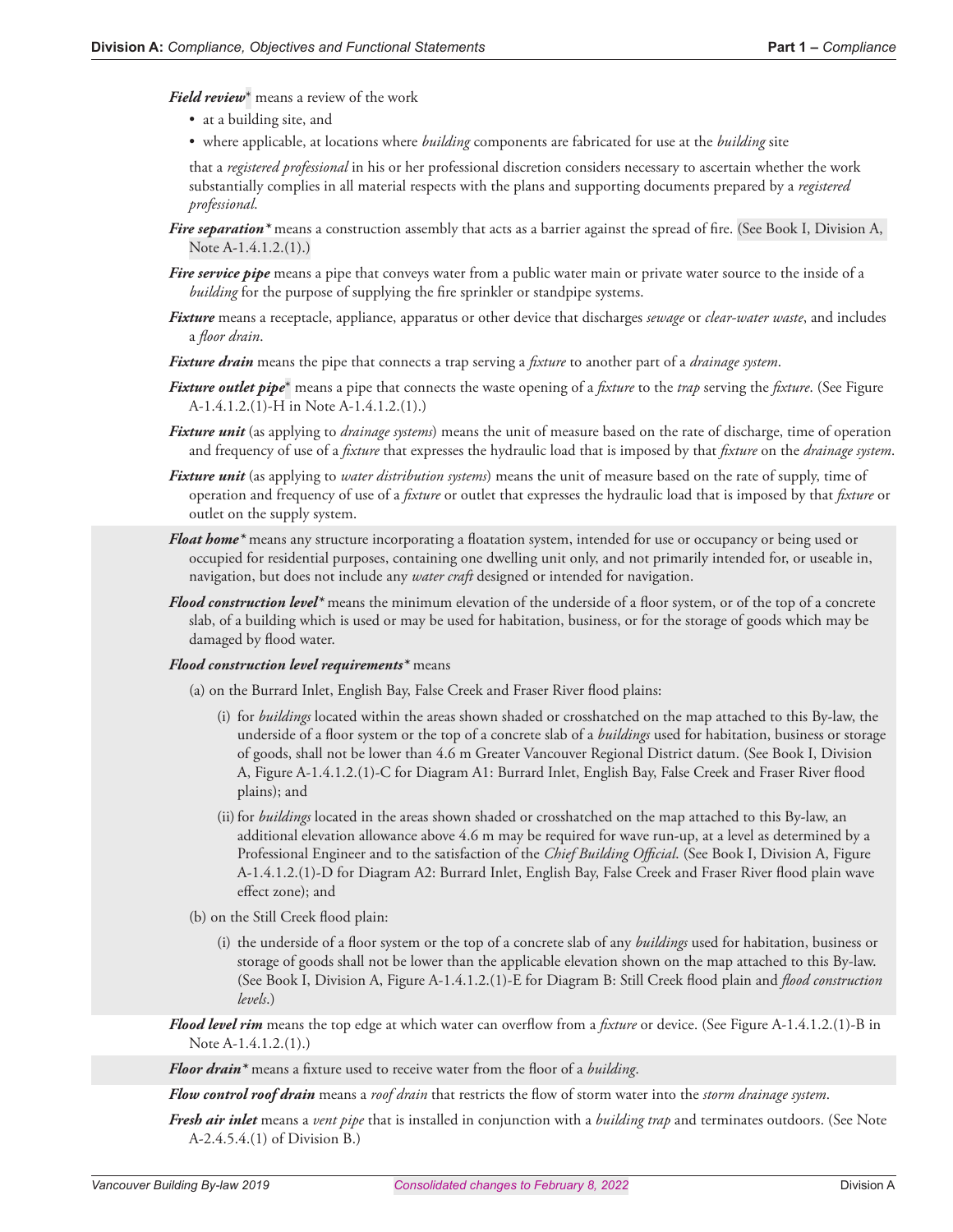***Field review**** means a review of the work

- at a building site, and
- where applicable, at locations where *building* components are fabricated for use at the *building* site

that a *registered professional* in his or her professional discretion considers necessary to ascertain whether the work substantially complies in all material respects with the plans and supporting documents prepared by a *registered professional*.

***Fire separation**** means a construction assembly that acts as a barrier against the spread of fire. (See Book I, Division A, Note A-1.4.1.2.(1).)

***Fire service pipe*** means a pipe that conveys water from a public water main or private water source to the inside of a *building* for the purpose of supplying the fire sprinkler or standpipe systems.

***Fixture*** means a receptacle, appliance, apparatus or other device that discharges *sewage* or *clear-water waste*, and includes a *floor drain*.

***Fixture drain*** means the pipe that connects a trap serving a *fixture* to another part of a *drainage system*.

***Fixture outlet pipe**** means a pipe that connects the waste opening of a *fixture* to the *trap* serving the *fixture*. (See Figure A-1.4.1.2.(1)-H in Note A-1.4.1.2.(1).)

***Fixture unit*** (as applying to *drainage systems*) means the unit of measure based on the rate of discharge, time of operation and frequency of use of a *fixture* that expresses the hydraulic load that is imposed by that *fixture* on the *drainage system*.

***Fixture unit*** (as applying to *water distribution systems*) means the unit of measure based on the rate of supply, time of operation and frequency of use of a *fixture* or outlet that expresses the hydraulic load that is imposed by that *fixture* or outlet on the supply system.

***Float home**** means any structure incorporating a floatation system, intended for use or occupancy or being used or occupied for residential purposes, containing one dwelling unit only, and not primarily intended for, or useable in, navigation, but does not include any *water craft* designed or intended for navigation.

***Flood construction level**** means the minimum elevation of the underside of a floor system, or of the top of a concrete slab, of a building which is used or may be used for habitation, business, or for the storage of goods which may be damaged by flood water.

***Flood construction level requirements**** means

(a) on the Burrard Inlet, English Bay, False Creek and Fraser River flood plains:

(i) for *buildings* located within the areas shown shaded or crosshatched on the map attached to this By-law, the underside of a floor system or the top of a concrete slab of a *buildings* used for habitation, business or storage of goods, shall not be lower than 4.6 m Greater Vancouver Regional District datum. (See Book I, Division A, Figure A-1.4.1.2.(1)-C for Diagram A1: Burrard Inlet, English Bay, False Creek and Fraser River flood plains); and

(ii) for *buildings* located in the areas shown shaded or crosshatched on the map attached to this By-law, an additional elevation allowance above 4.6 m may be required for wave run-up, at a level as determined by a Professional Engineer and to the satisfaction of the *Chief Building Official*. (See Book I, Division A, Figure A-1.4.1.2.(1)-D for Diagram A2: Burrard Inlet, English Bay, False Creek and Fraser River flood plain wave effect zone); and

(b) on the Still Creek flood plain:

(i) the underside of a floor system or the top of a concrete slab of any *buildings* used for habitation, business or storage of goods shall not be lower than the applicable elevation shown on the map attached to this By-law. (See Book I, Division A, Figure A-1.4.1.2.(1)-E for Diagram B: Still Creek flood plain and *flood construction levels*.)

***Flood level rim*** means the top edge at which water can overflow from a *fixture* or device. (See Figure A-1.4.1.2.(1)-B in Note A-1.4.1.2.(1).)

***Floor drain**** means a fixture used to receive water from the floor of a *building*.

***Flow control roof drain*** means a *roof drain* that restricts the flow of storm water into the *storm drainage system*.

***Fresh air inlet*** means a *vent pipe* that is installed in conjunction with a *building trap* and terminates outdoors. (See Note A-2.4.5.4.(1) of Division B.)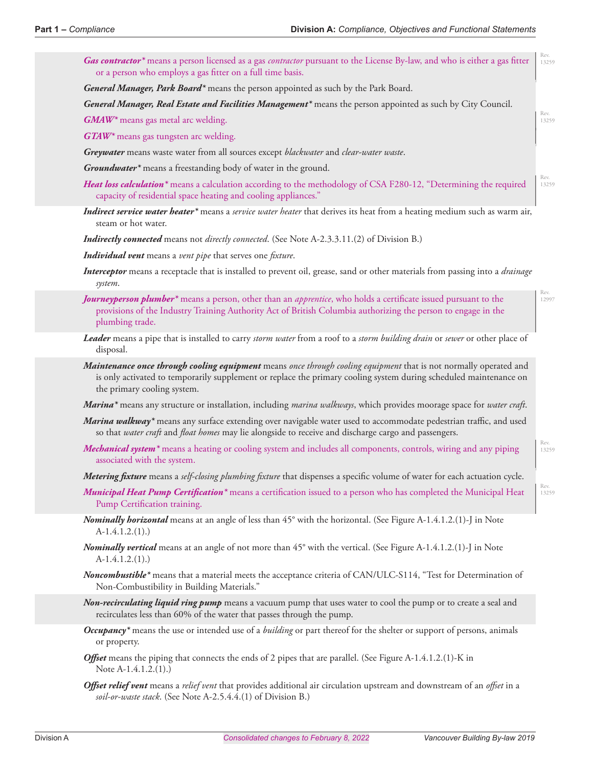***Gas contractor**** means a person licensed as a gas *contractor* pursuant to the License By-law, and who is either a gas fitter or a person who employs a gas fitter on a full time basis.

***General Manager, Park Board**** means the person appointed as such by the Park Board.

***General Manager, Real Estate and Facilities Management**** means the person appointed as such by City Council.

***GMAW**** means gas metal arc welding.

***GTAW**** means gas tungsten arc welding.

***Greywater*** means waste water from all sources except *blackwater* and *clear-water waste*.

***Groundwater**** means a freestanding body of water in the ground.

***Heat loss calculation**** means a calculation according to the methodology of CSA F280-12, "Determining the required capacity of residential space heating and cooling appliances."

***Indirect service water heater**** means a *service water heater* that derives its heat from a heating medium such as warm air, steam or hot water.

***Indirectly connected*** means not *directly connected*. (See Note A-2.3.3.11.(2) of Division B.)

***Individual vent*** means a *vent pipe* that serves one *fixture*.

***Interceptor*** means a receptacle that is installed to prevent oil, grease, sand or other materials from passing into a *drainage system*.

***Journeyperson plumber**** means a person, other than an *apprentice*, who holds a certificate issued pursuant to the provisions of the Industry Training Authority Act of British Columbia authorizing the person to engage in the plumbing trade.

***Leader*** means a pipe that is installed to carry *storm water* from a roof to a *storm building drain* or *sewer* or other place of disposal.

***Maintenance once through cooling equipment*** means *once through cooling equipment* that is not normally operated and is only activated to temporarily supplement or replace the primary cooling system during scheduled maintenance on the primary cooling system.

***Marina**** means any structure or installation, including *marina walkways*, which provides moorage space for *water craft*.

***Marina walkway**** means any surface extending over navigable water used to accommodate pedestrian traffic, and used so that *water craft* and *float homes* may lie alongside to receive and discharge cargo and passengers.

***Mechanical system**** means a heating or cooling system and includes all components, controls, wiring and any piping associated with the system.

***Metering fixture*** means a *self-closing plumbing fixture* that dispenses a specific volume of water for each actuation cycle.

***Municipal Heat Pump Certification**** means a certification issued to a person who has completed the Municipal Heat Pump Certification training.

***Nominally horizontal*** means at an angle of less than 45° with the horizontal. (See Figure A-1.4.1.2.(1)-J in Note A-1.4.1.2.(1).)

***Nominally vertical*** means at an angle of not more than 45° with the vertical. (See Figure A-1.4.1.2.(1)-J in Note A-1.4.1.2.(1).)

***Noncombustible**** means that a material meets the acceptance criteria of CAN/ULC-S114, "Test for Determination of Non-Combustibility in Building Materials."

***Non-recirculating liquid ring pump*** means a vacuum pump that uses water to cool the pump or to create a seal and recirculates less than 60% of the water that passes through the pump.

***Occupancy**** means the use or intended use of a *building* or part thereof for the shelter or support of persons, animals or property.

***Offset*** means the piping that connects the ends of 2 pipes that are parallel. (See Figure A-1.4.1.2.(1)-K in Note A-1.4.1.2.(1).)

***Offset relief vent*** means a *relief vent* that provides additional air circulation upstream and downstream of an *offset* in a *soil-or-waste stack*. (See Note A-2.5.4.4.(1) of Division B.)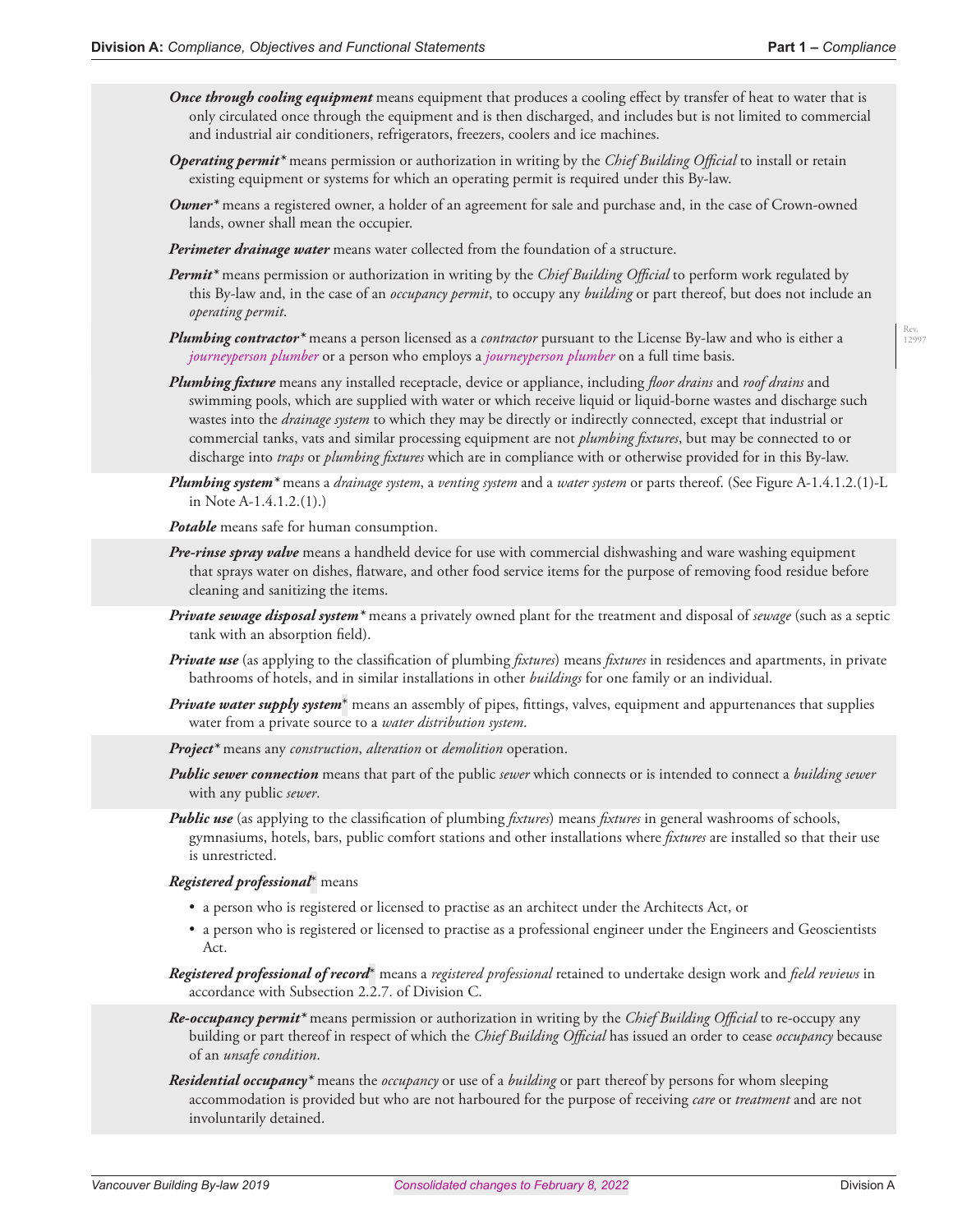***Once through cooling equipment*** means equipment that produces a cooling effect by transfer of heat to water that is only circulated once through the equipment and is then discharged, and includes but is not limited to commercial and industrial air conditioners, refrigerators, freezers, coolers and ice machines.

***Operating permit**** means permission or authorization in writing by the *Chief Building Official* to install or retain existing equipment or systems for which an operating permit is required under this By-law.

***Owner**** means a registered owner, a holder of an agreement for sale and purchase and, in the case of Crown-owned lands, owner shall mean the occupier.

***Perimeter drainage water*** means water collected from the foundation of a structure.

***Permit**** means permission or authorization in writing by the *Chief Building Official* to perform work regulated by this By-law and, in the case of an *occupancy permit*, to occupy any *building* or part thereof, but does not include an *operating permit*.

***Plumbing contractor**** means a person licensed as a *contractor* pursuant to the License By-law and who is either a *journeyperson plumber* or a person who employs a *journeyperson plumber* on a full time basis.

***Plumbing fixture*** means any installed receptacle, device or appliance, including *floor drains* and *roof drains* and swimming pools, which are supplied with water or which receive liquid or liquid-borne wastes and discharge such wastes into the *drainage system* to which they may be directly or indirectly connected, except that industrial or commercial tanks, vats and similar processing equipment are not *plumbing fixtures*, but may be connected to or discharge into *traps* or *plumbing fixtures* which are in compliance with or otherwise provided for in this By-law.

***Plumbing system**** means a *drainage system*, a *venting system* and a *water system* or parts thereof. (See Figure A-1.4.1.2.(1)-L in Note A-1.4.1.2.(1).)

***Potable*** means safe for human consumption.

***Pre-rinse spray valve*** means a handheld device for use with commercial dishwashing and ware washing equipment that sprays water on dishes, flatware, and other food service items for the purpose of removing food residue before cleaning and sanitizing the items.

***Private sewage disposal system**** means a privately owned plant for the treatment and disposal of *sewage* (such as a septic tank with an absorption field).

***Private use*** (as applying to the classification of plumbing *fixtures*) means *fixtures* in residences and apartments, in private bathrooms of hotels, and in similar installations in other *buildings* for one family or an individual.

***Private water supply system**** means an assembly of pipes, fittings, valves, equipment and appurtenances that supplies water from a private source to a *water distribution system*.

***Project**** means any *construction*, *alteration* or *demolition* operation.

***Public sewer connection*** means that part of the public *sewer* which connects or is intended to connect a *building sewer* with any public *sewer*.

***Public use*** (as applying to the classification of plumbing *fixtures*) means *fixtures* in general washrooms of schools, gymnasiums, hotels, bars, public comfort stations and other installations where *fixtures* are installed so that their use is unrestricted.

***Registered professional**** means

- a person who is registered or licensed to practise as an architect under the Architects Act, or
- a person who is registered or licensed to practise as a professional engineer under the Engineers and Geoscientists Act.

***Registered professional of record**** means a *registered professional* retained to undertake design work and *field reviews* in accordance with Subsection 2.2.7. of Division C.

***Re-occupancy permit**** means permission or authorization in writing by the *Chief Building Official* to re-occupy any building or part thereof in respect of which the *Chief Building Official* has issued an order to cease *occupancy* because of an *unsafe condition*.

***Residential occupancy**** means the *occupancy* or use of a *building* or part thereof by persons for whom sleeping accommodation is provided but who are not harboured for the purpose of receiving *care* or *treatment* and are not involuntarily detained.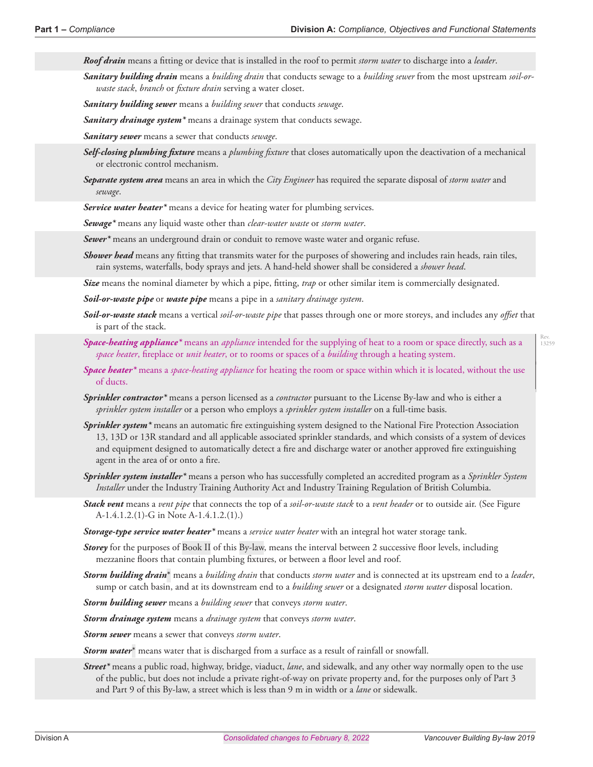***Roof drain*** means a fitting or device that is installed in the roof to permit *storm water* to discharge into a *leader*.

***Sanitary building drain*** means a *building drain* that conducts sewage to a *building sewer* from the most upstream *soil-or-waste stack*, *branch* or *fixture drain* serving a water closet.

***Sanitary building sewer*** means a *building sewer* that conducts *sewage*.

***Sanitary drainage system**** means a drainage system that conducts sewage.

***Sanitary sewer*** means a sewer that conducts *sewage*.

***Self-closing plumbing fixture*** means a *plumbing fixture* that closes automatically upon the deactivation of a mechanical or electronic control mechanism.

***Separate system area*** means an area in which the *City Engineer* has required the separate disposal of *storm water* and *sewage*.

***Service water heater**** means a device for heating water for plumbing services.

***Sewage**** means any liquid waste other than *clear-water waste* or *storm water*.

***Sewer**** means an underground drain or conduit to remove waste water and organic refuse.

***Shower head*** means any fitting that transmits water for the purposes of showering and includes rain heads, rain tiles, rain systems, waterfalls, body sprays and jets. A hand-held shower shall be considered a *shower head*.

***Size*** means the nominal diameter by which a pipe, fitting, *trap* or other similar item is commercially designated.

***Soil-or-waste pipe*** or ***waste pipe*** means a pipe in a *sanitary drainage system*.

***Soil-or-waste stack*** means a vertical *soil-or-waste pipe* that passes through one or more storeys, and includes any *offset* that is part of the stack.

***Space-heating appliance**** means an *appliance* intended for the supplying of heat to a room or space directly, such as a *space heater*, fireplace or *unit heater*, or to rooms or spaces of a *building* through a heating system.

***Space heater**** means a *space-heating appliance* for heating the room or space within which it is located, without the use of ducts.

***Sprinkler contractor**** means a person licensed as a *contractor* pursuant to the License By-law and who is either a *sprinkler system installer* or a person who employs a *sprinkler system installer* on a full-time basis.

***Sprinkler system**** means an automatic fire extinguishing system designed to the National Fire Protection Association 13, 13D or 13R standard and all applicable associated sprinkler standards, and which consists of a system of devices and equipment designed to automatically detect a fire and discharge water or another approved fire extinguishing agent in the area of or onto a fire.

***Sprinkler system installer**** means a person who has successfully completed an accredited program as a *Sprinkler System Installer* under the Industry Training Authority Act and Industry Training Regulation of British Columbia.

***Stack vent*** means a *vent pipe* that connects the top of a *soil-or-waste stack* to a *vent header* or to outside air. (See Figure A-1.4.1.2.(1)-G in Note A-1.4.1.2.(1).)

***Storage-type service water heater**** means a *service water heater* with an integral hot water storage tank.

***Storey*** for the purposes of Book II of this By-law, means the interval between 2 successive floor levels, including mezzanine floors that contain plumbing fixtures, or between a floor level and roof.

***Storm building drain**** means a *building drain* that conducts *storm water* and is connected at its upstream end to a *leader*, sump or catch basin, and at its downstream end to a *building sewer* or a designated *storm water* disposal location.

***Storm building sewer*** means a *building sewer* that conveys *storm water*.

***Storm drainage system*** means a *drainage system* that conveys *storm water*.

***Storm sewer*** means a sewer that conveys *storm water*.

***Storm water**** means water that is discharged from a surface as a result of rainfall or snowfall.

***Street**** means a public road, highway, bridge, viaduct, *lane*, and sidewalk, and any other way normally open to the use of the public, but does not include a private right-of-way on private property and, for the purposes only of Part 3 and Part 9 of this By-law, a street which is less than 9 m in width or a *lane* or sidewalk.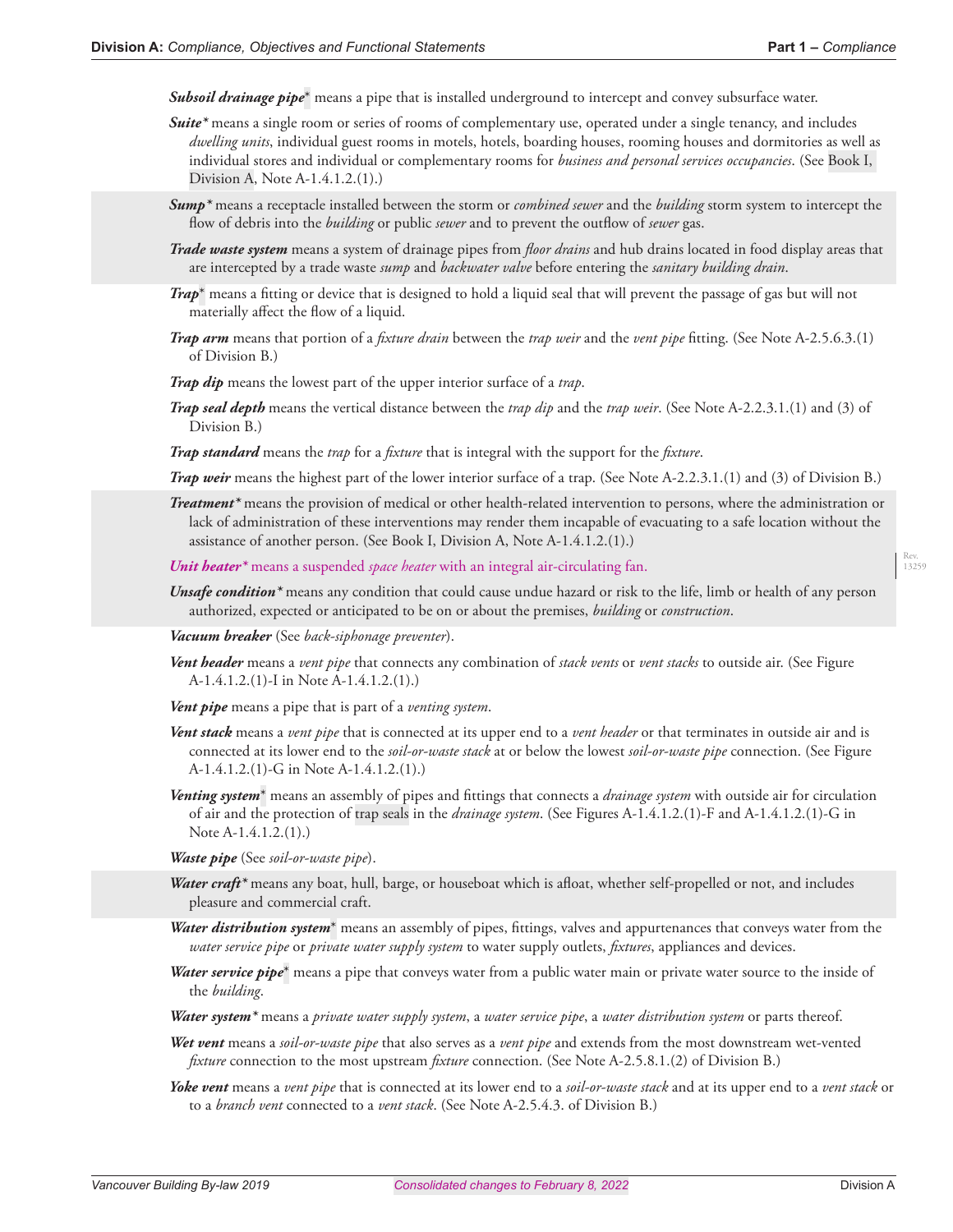***Subsoil drainage pipe**** means a pipe that is installed underground to intercept and convey subsurface water.

***Suite**** means a single room or series of rooms of complementary use, operated under a single tenancy, and includes *dwelling units*, individual guest rooms in motels, hotels, boarding houses, rooming houses and dormitories as well as individual stores and individual or complementary rooms for *business and personal services occupancies*. (See Book I, Division A, Note A-1.4.1.2.(1).)

***Sump**** means a receptacle installed between the storm or *combined sewer* and the *building* storm system to intercept the flow of debris into the *building* or public *sewer* and to prevent the outflow of *sewer* gas.

***Trade waste system*** means a system of drainage pipes from *floor drains* and hub drains located in food display areas that are intercepted by a trade waste *sump* and *backwater valve* before entering the *sanitary building drain*.

***Trap**** means a fitting or device that is designed to hold a liquid seal that will prevent the passage of gas but will not materially affect the flow of a liquid.

***Trap arm*** means that portion of a *fixture drain* between the *trap weir* and the *vent pipe* fitting. (See Note A-2.5.6.3.(1) of Division B.)

***Trap dip*** means the lowest part of the upper interior surface of a *trap*.

***Trap seal depth*** means the vertical distance between the *trap dip* and the *trap weir*. (See Note A-2.2.3.1.(1) and (3) of Division B.)

***Trap standard*** means the *trap* for a *fixture* that is integral with the support for the *fixture*.

***Trap weir*** means the highest part of the lower interior surface of a trap. (See Note A-2.2.3.1.(1) and (3) of Division B.)

***Treatment**** means the provision of medical or other health-related intervention to persons, where the administration or lack of administration of these interventions may render them incapable of evacuating to a safe location without the assistance of another person. (See Book I, Division A, Note A-1.4.1.2.(1).)

***Unit heater**** means a suspended *space heater* with an integral air-circulating fan.

***Unsafe condition**** means any condition that could cause undue hazard or risk to the life, limb or health of any person authorized, expected or anticipated to be on or about the premises, *building* or *construction*.

***Vacuum breaker*** (See *back-siphonage preventer*).

***Vent header*** means a *vent pipe* that connects any combination of *stack vents* or *vent stacks* to outside air. (See Figure A-1.4.1.2.(1)-I in Note A-1.4.1.2.(1).)

***Vent pipe*** means a pipe that is part of a *venting system*.

***Vent stack*** means a *vent pipe* that is connected at its upper end to a *vent header* or that terminates in outside air and is connected at its lower end to the *soil-or-waste stack* at or below the lowest *soil-or-waste pipe* connection. (See Figure A-1.4.1.2.(1)-G in Note A-1.4.1.2.(1).)

***Venting system**** means an assembly of pipes and fittings that connects a *drainage system* with outside air for circulation of air and the protection of trap seals in the *drainage system*. (See Figures A-1.4.1.2.(1)-F and A-1.4.1.2.(1)-G in Note A-1.4.1.2.(1).)

***Waste pipe*** (See *soil-or-waste pipe*).

***Water craft**** means any boat, hull, barge, or houseboat which is afloat, whether self-propelled or not, and includes pleasure and commercial craft.

***Water distribution system**** means an assembly of pipes, fittings, valves and appurtenances that conveys water from the *water service pipe* or *private water supply system* to water supply outlets, *fixtures*, appliances and devices.

***Water service pipe**** means a pipe that conveys water from a public water main or private water source to the inside of the *building*.

***Water system**** means a *private water supply system*, a *water service pipe*, a *water distribution system* or parts thereof.

***Wet vent*** means a *soil-or-waste pipe* that also serves as a *vent pipe* and extends from the most downstream wet-vented *fixture* connection to the most upstream *fixture* connection. (See Note A-2.5.8.1.(2) of Division B.)

***Yoke vent*** means a *vent pipe* that is connected at its lower end to a *soil-or-waste stack* and at its upper end to a *vent stack* or to a *branch vent* connected to a *vent stack*. (See Note A-2.5.4.3. of Division B.)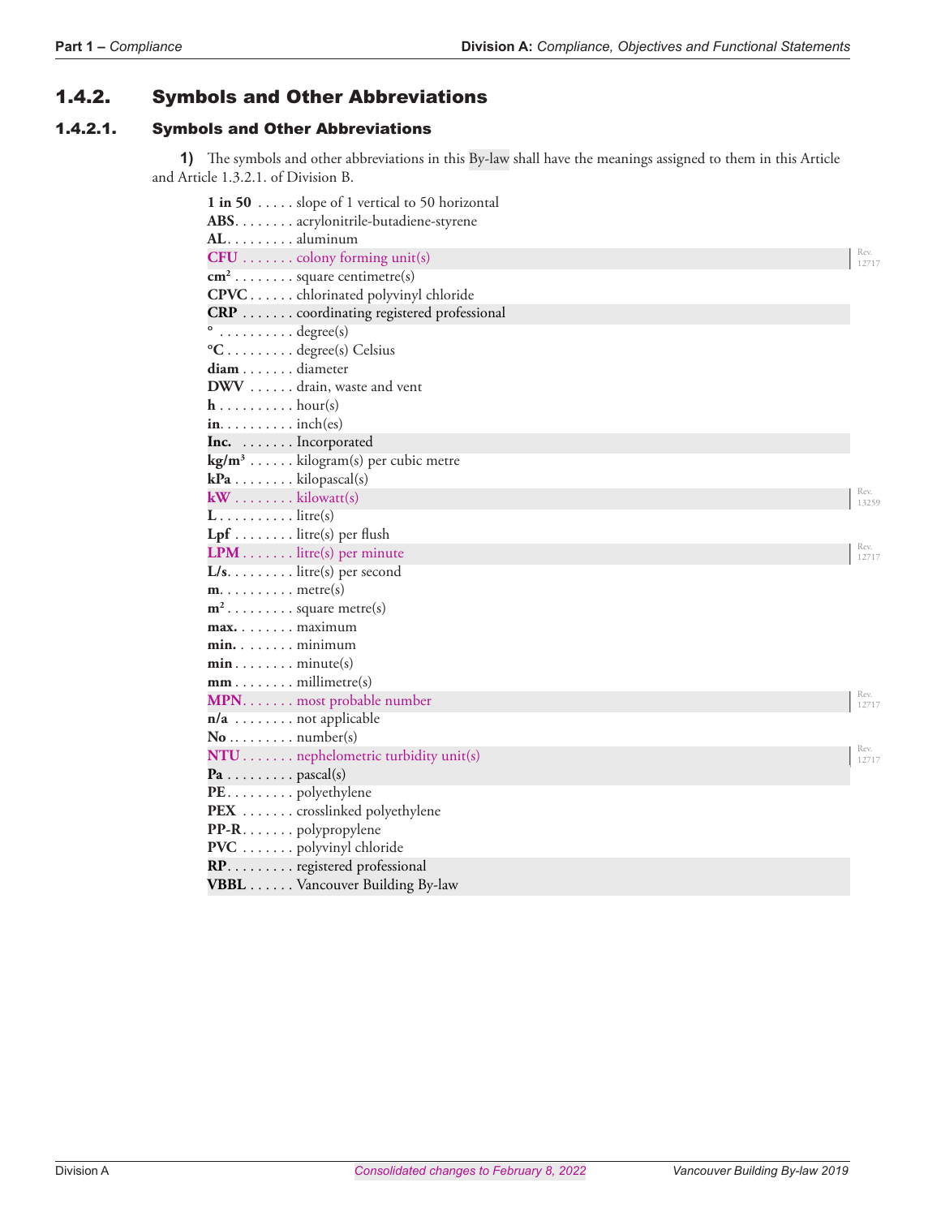## 1.4.2. Symbols and Other Abbreviations

### 1.4.2.1. Symbols and Other Abbreviations

**1)** The symbols and other abbreviations in this By-law shall have the meanings assigned to them in this Article and Article 1.3.2.1. of Division B.

**1 in 50** ..... slope of 1 vertical to 50 horizontal
**ABS**........ acrylonitrile-butadiene-styrene
**AL**......... aluminum
**CFU** ....... colony forming unit(s)
**$cm^2$** ........ square centimetre(s)
**CPVC**...... chlorinated polyvinyl chloride
**CRP** ....... coordinating registered professional
**°** .......... degree(s)
**°C**......... degree(s) Celsius
**diam**....... diameter
**DWV** ...... drain, waste and vent
**h**.......... hour(s)
**in**.......... inch(es)
**Inc.** ....... Incorporated
**$kg/m^3$** ...... kilogram(s) per cubic metre
**kPa**........ kilopascal(s)
**kW**........ kilowatt(s)
**L**.......... litre(s)
**Lpf**........ litre(s) per flush
**LPM**....... litre(s) per minute
**L/s**......... litre(s) per second
**m**.......... metre(s)
**$m^2$**......... square metre(s)
**max.**....... maximum
**min.**....... minimum
**min**........ minute(s)
**mm**........ millimetre(s)
**MPN**....... most probable number
**n/a** ........ not applicable
**No**......... number(s)
**NTU**....... nephelometric turbidity unit(s)
**Pa**......... pascal(s)
**PE**......... polyethylene
**PEX** ....... crosslinked polyethylene
**PP-R**....... polypropylene
**PVC** ....... polyvinyl chloride
**RP**......... registered professional
**VBBL**...... Vancouver Building By-law